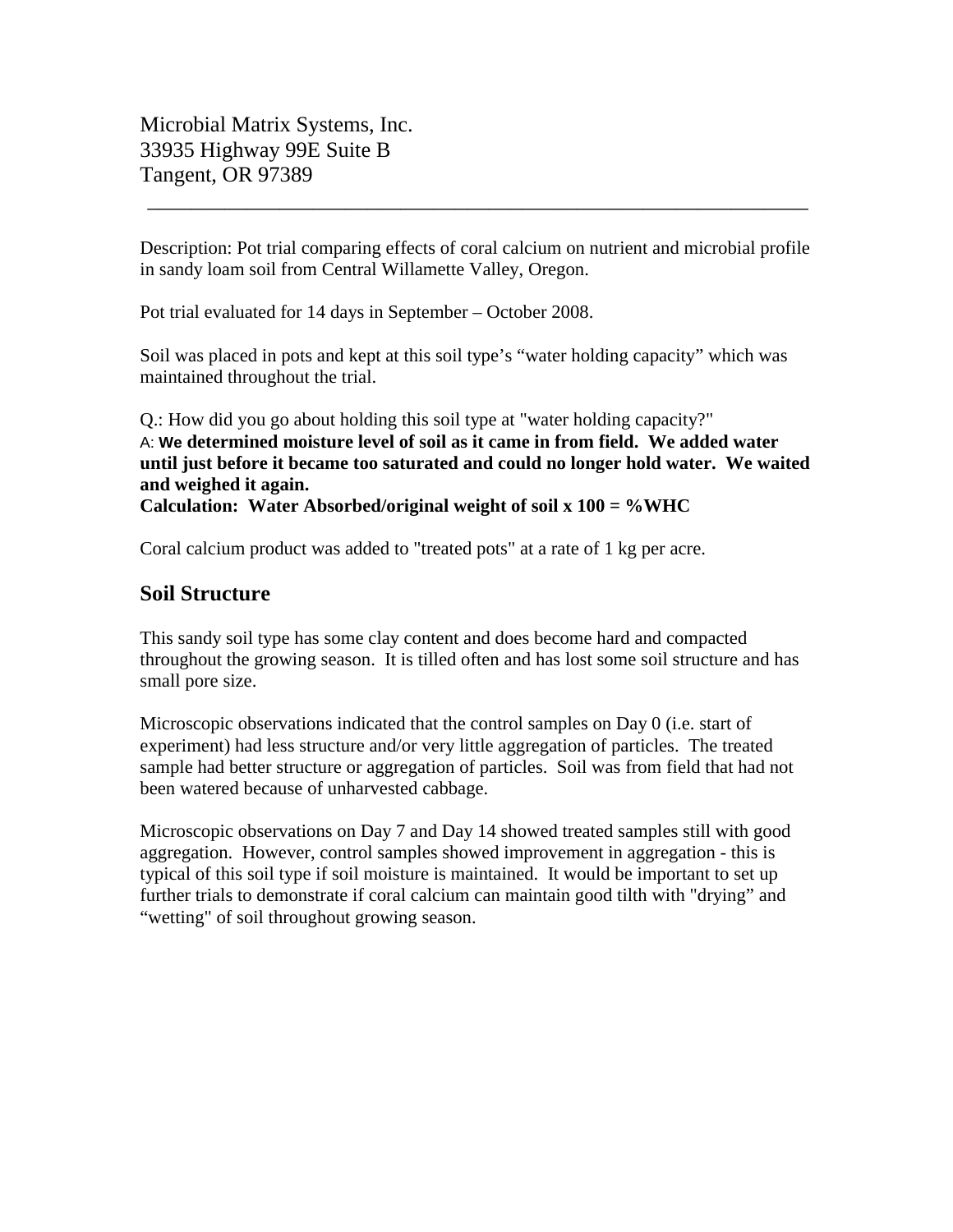Microbial Matrix Systems, Inc.
33935 Highway 99E Suite B
Tangent, OR 97389

---

Description: Pot trial comparing effects of coral calcium on nutrient and microbial profile in sandy loam soil from Central Willamette Valley, Oregon.

Pot trial evaluated for 14 days in September – October 2008.

Soil was placed in pots and kept at this soil type's "water holding capacity" which was maintained throughout the trial.

Q.: How did you go about holding this soil type at "water holding capacity?"
A: **We determined moisture level of soil as it came in from field. We added water until just before it became too saturated and could no longer hold water. We waited and weighed it again.**
**Calculation: Water Absorbed/original weight of soil x 100 = %WHC**

Coral calcium product was added to "treated pots" at a rate of 1 kg per acre.

## Soil Structure

This sandy soil type has some clay content and does become hard and compacted throughout the growing season. It is tilled often and has lost some soil structure and has small pore size.

Microscopic observations indicated that the control samples on Day 0 (i.e. start of experiment) had less structure and/or very little aggregation of particles. The treated sample had better structure or aggregation of particles. Soil was from field that had not been watered because of unharvested cabbage.

Microscopic observations on Day 7 and Day 14 showed treated samples still with good aggregation. However, control samples showed improvement in aggregation - this is typical of this soil type if soil moisture is maintained. It would be important to set up further trials to demonstrate if coral calcium can maintain good tilth with "drying" and "wetting" of soil throughout growing season.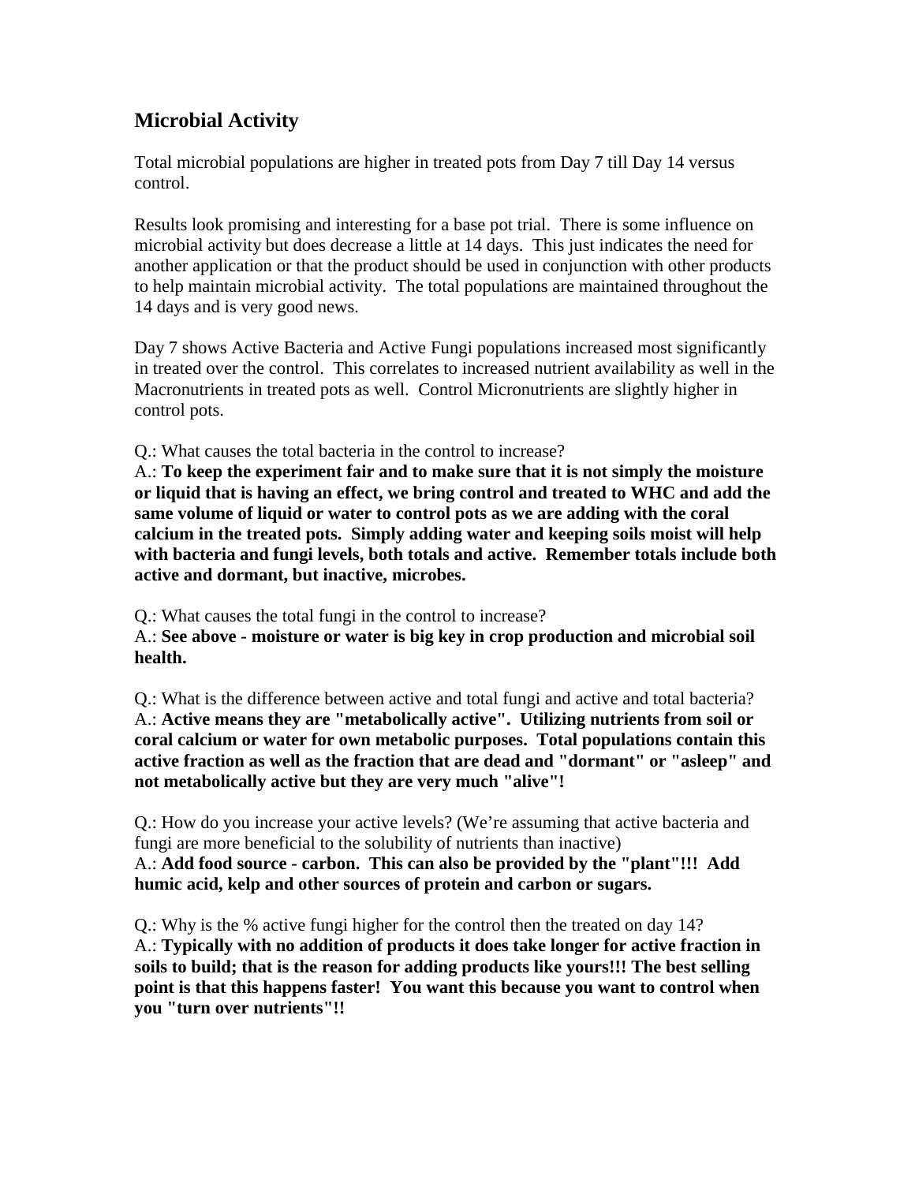## Microbial Activity

Total microbial populations are higher in treated pots from Day 7 till Day 14 versus control.

Results look promising and interesting for a base pot trial. There is some influence on microbial activity but does decrease a little at 14 days. This just indicates the need for another application or that the product should be used in conjunction with other products to help maintain microbial activity. The total populations are maintained throughout the 14 days and is very good news.

Day 7 shows Active Bacteria and Active Fungi populations increased most significantly in treated over the control. This correlates to increased nutrient availability as well in the Macronutrients in treated pots as well. Control Micronutrients are slightly higher in control pots.

Q.: What causes the total bacteria in the control to increase?
A.: **To keep the experiment fair and to make sure that it is not simply the moisture or liquid that is having an effect, we bring control and treated to WHC and add the same volume of liquid or water to control pots as we are adding with the coral calcium in the treated pots. Simply adding water and keeping soils moist will help with bacteria and fungi levels, both totals and active. Remember totals include both active and dormant, but inactive, microbes.**

Q.: What causes the total fungi in the control to increase?
A.: **See above - moisture or water is big key in crop production and microbial soil health.**

Q.: What is the difference between active and total fungi and active and total bacteria?
A.: **Active means they are "metabolically active". Utilizing nutrients from soil or coral calcium or water for own metabolic purposes. Total populations contain this active fraction as well as the fraction that are dead and "dormant" or "asleep" and not metabolically active but they are very much "alive"!**

Q.: How do you increase your active levels? (We're assuming that active bacteria and fungi are more beneficial to the solubility of nutrients than inactive)
A.: **Add food source - carbon. This can also be provided by the "plant"!!! Add humic acid, kelp and other sources of protein and carbon or sugars.**

Q.: Why is the % active fungi higher for the control then the treated on day 14?
A.: **Typically with no addition of products it does take longer for active fraction in soils to build; that is the reason for adding products like yours!!! The best selling point is that this happens faster! You want this because you want to control when you "turn over nutrients"!!**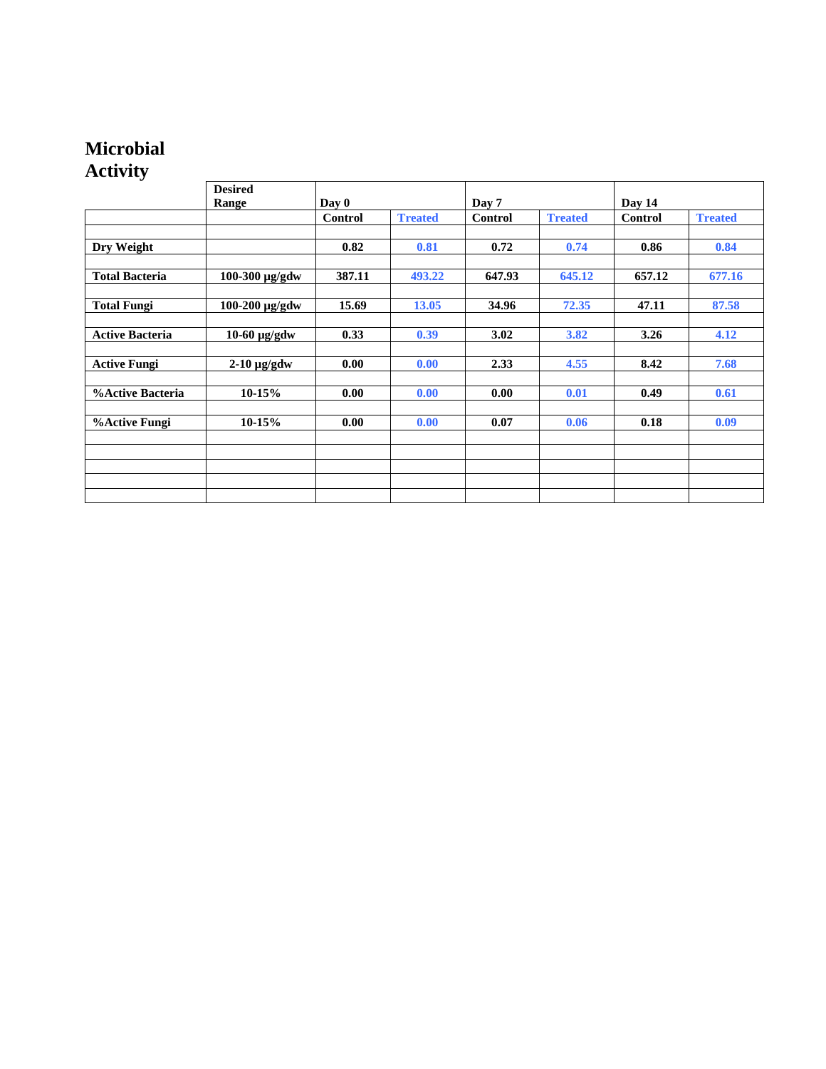# Microbial Activity

| | Desired Range | Day 0 | | Day 7 | | Day 14 | |
|---|---|---|---|---|---|---|---|
| | | Control | Treated | Control | Treated | Control | Treated |
| | | | | | | | |
| **Dry Weight** | | 0.82 | 0.81 | 0.72 | 0.74 | 0.86 | 0.84 |
| | | | | | | | |
| **Total Bacteria** | 100-300 μg/gdw | 387.11 | 493.22 | 647.93 | 645.12 | 657.12 | 677.16 |
| | | | | | | | |
| **Total Fungi** | 100-200 μg/gdw | 15.69 | 13.05 | 34.96 | 72.35 | 47.11 | 87.58 |
| | | | | | | | |
| **Active Bacteria** | 10-60 μg/gdw | 0.33 | 0.39 | 3.02 | 3.82 | 3.26 | 4.12 |
| | | | | | | | |
| **Active Fungi** | 2-10 μg/gdw | 0.00 | 0.00 | 2.33 | 4.55 | 8.42 | 7.68 |
| | | | | | | | |
| **%Active Bacteria** | 10-15% | 0.00 | 0.00 | 0.00 | 0.01 | 0.49 | 0.61 |
| | | | | | | | |
| **%Active Fungi** | 10-15% | 0.00 | 0.00 | 0.07 | 0.06 | 0.18 | 0.09 |
| | | | | | | | |
| | | | | | | | |
| | | | | | | | |
| | | | | | | | |
| | | | | | | | |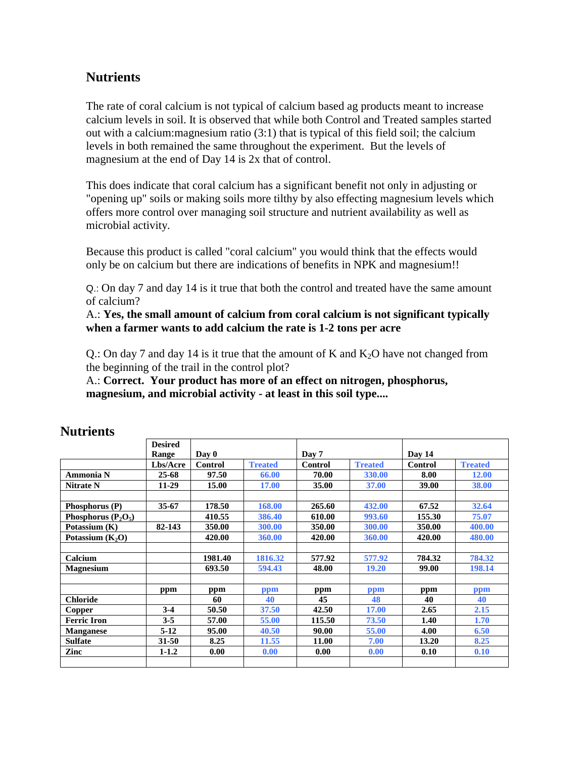## Nutrients

The rate of coral calcium is not typical of calcium based ag products meant to increase calcium levels in soil. It is observed that while both Control and Treated samples started out with a calcium:magnesium ratio (3:1) that is typical of this field soil; the calcium levels in both remained the same throughout the experiment. But the levels of magnesium at the end of Day 14 is 2x that of control.

This does indicate that coral calcium has a significant benefit not only in adjusting or "opening up" soils or making soils more tilthy by also effecting magnesium levels which offers more control over managing soil structure and nutrient availability as well as microbial activity.

Because this product is called "coral calcium" you would think that the effects would only be on calcium but there are indications of benefits in NPK and magnesium!!

Q.: On day 7 and day 14 is it true that both the control and treated have the same amount of calcium?
A.: **Yes, the small amount of calcium from coral calcium is not significant typically when a farmer wants to add calcium the rate is 1-2 tons per acre**

Q.: On day 7 and day 14 is it true that the amount of K and $K_2O$ have not changed from the beginning of the trail in the control plot?
A.: **Correct. Your product has more of an effect on nitrogen, phosphorus, magnesium, and microbial activity - at least in this soil type....**

## Nutrients

| | Desired Range | Day 0 | | Day 7 | | Day 14 | |
|---|---|---|---|---|---|---|---|
| | Lbs/Acre | Control | Treated | Control | Treated | Control | Treated |
| Ammonia N | 25-68 | 97.50 | 66.00 | 70.00 | 330.00 | 8.00 | 12.00 |
| Nitrate N | 11-29 | 15.00 | 17.00 | 35.00 | 37.00 | 39.00 | 38.00 |
| | | | | | | | |
| Phosphorus (P) | 35-67 | 178.50 | 168.00 | 265.60 | 432.00 | 67.52 | 32.64 |
| Phosphorus ($P_2O_5$) | | 410.55 | 386.40 | 610.00 | 993.60 | 155.30 | 75.07 |
| Potassium (K) | 82-143 | 350.00 | 300.00 | 350.00 | 300.00 | 350.00 | 400.00 |
| Potassium ($K_2O$) | | 420.00 | 360.00 | 420.00 | 360.00 | 420.00 | 480.00 |
| | | | | | | | |
| Calcium | | 1981.40 | 1816.32 | 577.92 | 577.92 | 784.32 | 784.32 |
| Magnesium | | 693.50 | 594.43 | 48.00 | 19.20 | 99.00 | 198.14 |
| | | | | | | | |
| | ppm | ppm | ppm | ppm | ppm | ppm | ppm |
| Chloride | | 60 | 40 | 45 | 48 | 40 | 40 |
| Copper | 3-4 | 50.50 | 37.50 | 42.50 | 17.00 | 2.65 | 2.15 |
| Ferric Iron | 3-5 | 57.00 | 55.00 | 115.50 | 73.50 | 1.40 | 1.70 |
| Manganese | 5-12 | 95.00 | 40.50 | 90.00 | 55.00 | 4.00 | 6.50 |
| Sulfate | 31-50 | 8.25 | 11.55 | 11.00 | 7.00 | 13.20 | 8.25 |
| Zinc | 1-1.2 | 0.00 | 0.00 | 0.00 | 0.00 | 0.10 | 0.10 |